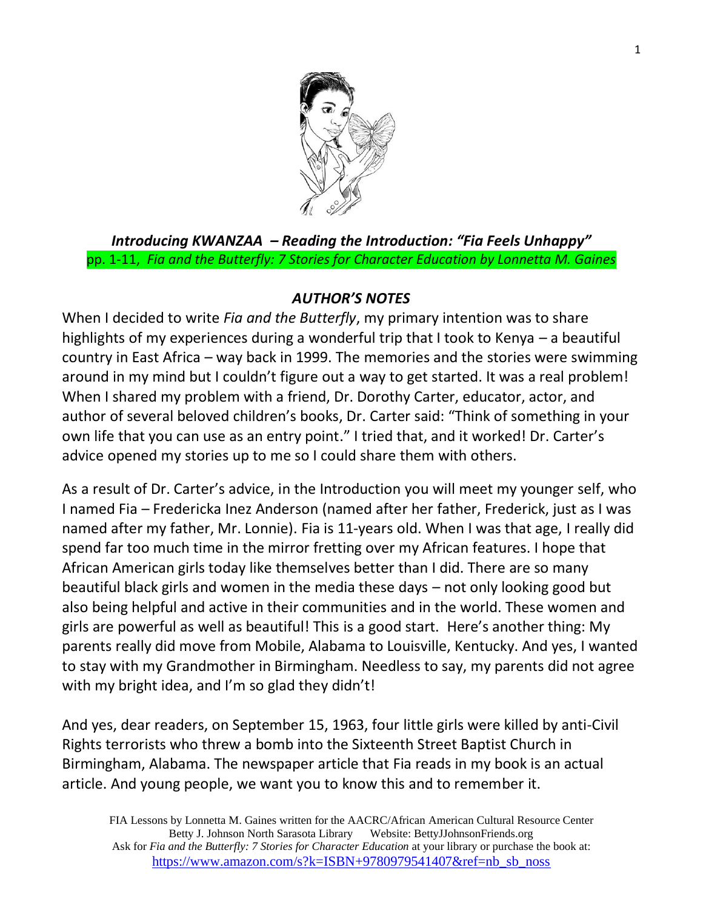***Introducing KWANZAA – Reading the Introduction: "Fia Feels Unhappy"***

pp. 1-11, *Fia and the Butterfly: 7 Stories for Character Education by Lonnetta M. Gaines*

## *AUTHOR'S NOTES*

When I decided to write *Fia and the Butterfly*, my primary intention was to share highlights of my experiences during a wonderful trip that I took to Kenya – a beautiful country in East Africa – way back in 1999. The memories and the stories were swimming around in my mind but I couldn't figure out a way to get started. It was a real problem! When I shared my problem with a friend, Dr. Dorothy Carter, educator, actor, and author of several beloved children's books, Dr. Carter said: "Think of something in your own life that you can use as an entry point." I tried that, and it worked! Dr. Carter's advice opened my stories up to me so I could share them with others.

As a result of Dr. Carter's advice, in the Introduction you will meet my younger self, who I named Fia – Fredericka Inez Anderson (named after her father, Frederick, just as I was named after my father, Mr. Lonnie). Fia is 11-years old. When I was that age, I really did spend far too much time in the mirror fretting over my African features. I hope that African American girls today like themselves better than I did. There are so many beautiful black girls and women in the media these days – not only looking good but also being helpful and active in their communities and in the world. These women and girls are powerful as well as beautiful! This is a good start. Here's another thing: My parents really did move from Mobile, Alabama to Louisville, Kentucky. And yes, I wanted to stay with my Grandmother in Birmingham. Needless to say, my parents did not agree with my bright idea, and I'm so glad they didn't!

And yes, dear readers, on September 15, 1963, four little girls were killed by anti-Civil Rights terrorists who threw a bomb into the Sixteenth Street Baptist Church in Birmingham, Alabama. The newspaper article that Fia reads in my book is an actual article. And young people, we want you to know this and to remember it.

FIA Lessons by Lonnetta M. Gaines written for the AACRC/African American Cultural Resource Center
Betty J. Johnson North Sarasota Library Website: BettyJJohnsonFriends.org
Ask for *Fia and the Butterfly: 7 Stories for Character Education* at your library or purchase the book at:
https://www.amazon.com/s?k=ISBN+9780979541407&ref=nb_sb_noss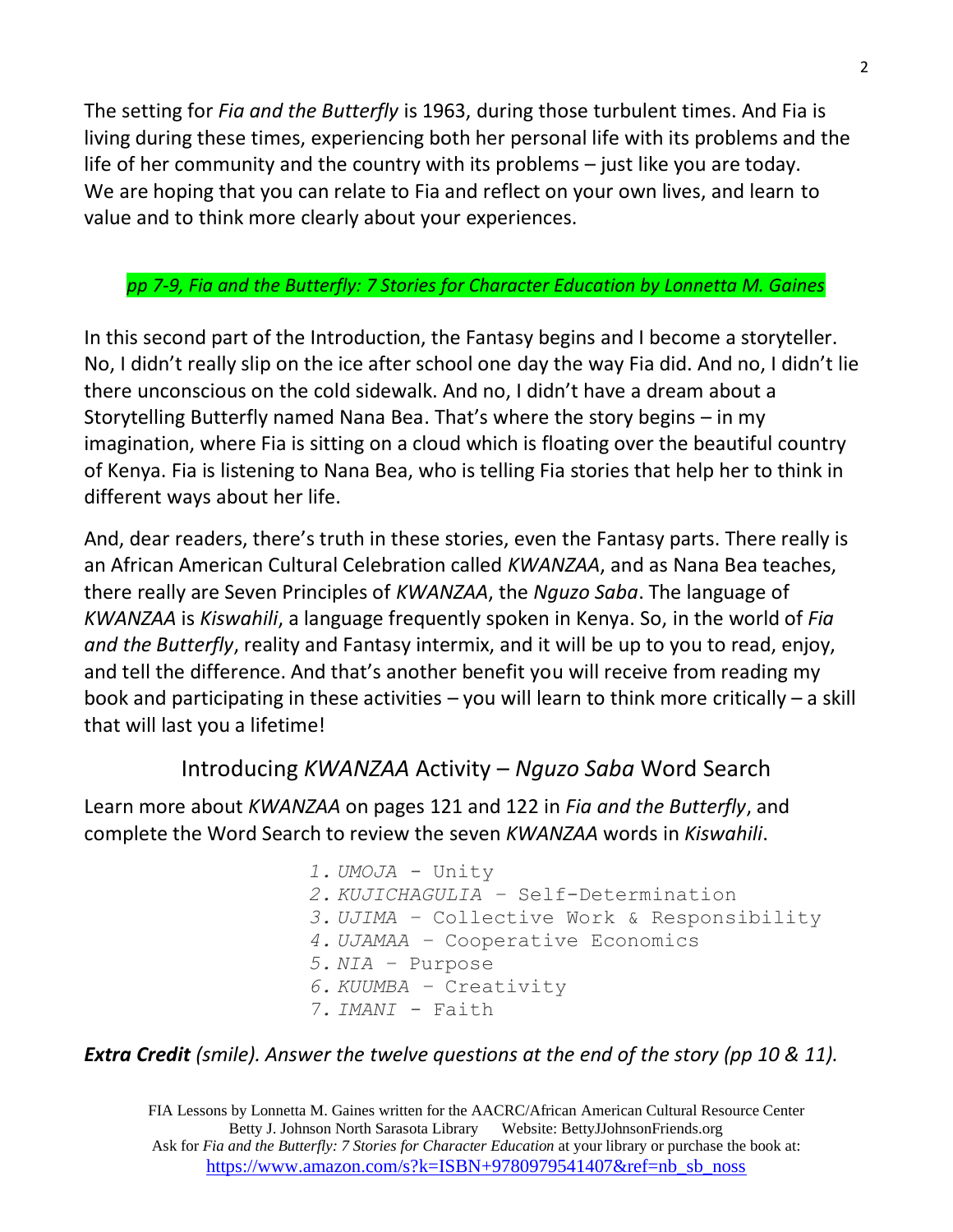The setting for *Fia and the Butterfly* is 1963, during those turbulent times. And Fia is living during these times, experiencing both her personal life with its problems and the life of her community and the country with its problems – just like you are today. We are hoping that you can relate to Fia and reflect on your own lives, and learn to value and to think more clearly about your experiences.

*pp 7-9, Fia and the Butterfly: 7 Stories for Character Education by Lonnetta M. Gaines*

In this second part of the Introduction, the Fantasy begins and I become a storyteller. No, I didn't really slip on the ice after school one day the way Fia did. And no, I didn't lie there unconscious on the cold sidewalk. And no, I didn't have a dream about a Storytelling Butterfly named Nana Bea. That's where the story begins – in my imagination, where Fia is sitting on a cloud which is floating over the beautiful country of Kenya. Fia is listening to Nana Bea, who is telling Fia stories that help her to think in different ways about her life.

And, dear readers, there's truth in these stories, even the Fantasy parts. There really is an African American Cultural Celebration called *KWANZAA*, and as Nana Bea teaches, there really are Seven Principles of *KWANZAA*, the *Nguzo Saba*. The language of *KWANZAA* is *Kiswahili*, a language frequently spoken in Kenya. So, in the world of *Fia and the Butterfly*, reality and Fantasy intermix, and it will be up to you to read, enjoy, and tell the difference. And that's another benefit you will receive from reading my book and participating in these activities – you will learn to think more critically – a skill that will last you a lifetime!

## Introducing *KWANZAA* Activity – *Nguzo Saba* Word Search

Learn more about *KWANZAA* on pages 121 and 122 in *Fia and the Butterfly*, and complete the Word Search to review the seven *KWANZAA* words in *Kiswahili*.

1. *UMOJA* - Unity
2. *KUJICHAGULIA* – Self-Determination
3. *UJIMA* – Collective Work & Responsibility
4. *UJAMAA* – Cooperative Economics
5. *NIA* – Purpose
6. *KUUMBA* – Creativity
7. *IMANI* - Faith

***Extra Credit*** *(smile). Answer the twelve questions at the end of the story (pp 10 & 11).*

FIA Lessons by Lonnetta M. Gaines written for the AACRC/African American Cultural Resource Center
Betty J. Johnson North Sarasota Library  Website: BettyJJohnsonFriends.org
Ask for *Fia and the Butterfly: 7 Stories for Character Education* at your library or purchase the book at:
https://www.amazon.com/s?k=ISBN+9780979541407&ref=nb_sb_noss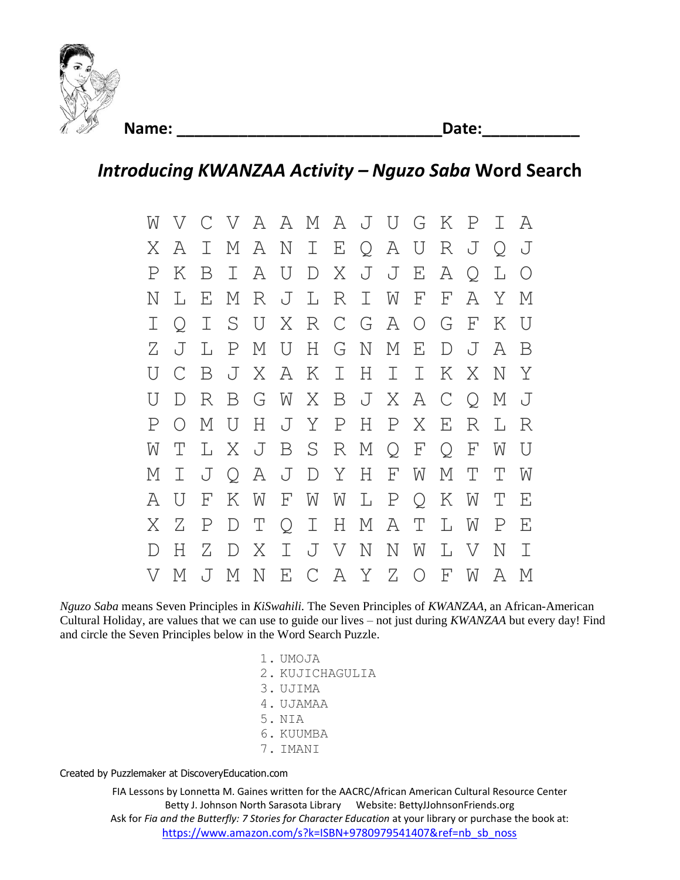**Name: _______________________________Date:___________**

## *Introducing KWANZAA Activity – Nguzo Saba* Word Search

```
W V C V A A M A J U G K P I A
X A I M A N I E Q A U R J Q J
P K B I A U D X J J E A Q L O
N L E M R J L R I W F F A Y M
I Q I S U X R C G A O G F K U
Z J L P M U H G N M E D J A B
U C B J X A K I H I I K X N Y
U D R B G W X B J X A C Q M J
P O M U H J Y P H P X E R L R
W T L X J B S R M Q F Q F W U
M I J Q A J D Y H F W M T T W
A U F K W F W W L P Q K W T E
X Z P D T Q I H M A T L W P E
D H Z D X I J V N N W L V N I
V M J M N E C A Y Z O F W A M
```

*Nguzo Saba* means Seven Principles in *KiSwahili*. The Seven Principles of *KWANZAA*, an African-American Cultural Holiday, are values that we can use to guide our lives – not just during *KWANZAA* but every day! Find and circle the Seven Principles below in the Word Search Puzzle.

1. UMOJA
2. KUJICHAGULIA
3. UJIMA
4. UJAMAA
5. NIA
6. KUUMBA
7. IMANI

Created by Puzzlemaker at DiscoveryEducation.com

FIA Lessons by Lonnetta M. Gaines written for the AACRC/African American Cultural Resource Center Betty J. Johnson North Sarasota Library Website: BettyJJohnsonFriends.org
Ask for *Fia and the Butterfly: 7 Stories for Character Education* at your library or purchase the book at:
https://www.amazon.com/s?k=ISBN+9780979541407&ref=nb_sb_noss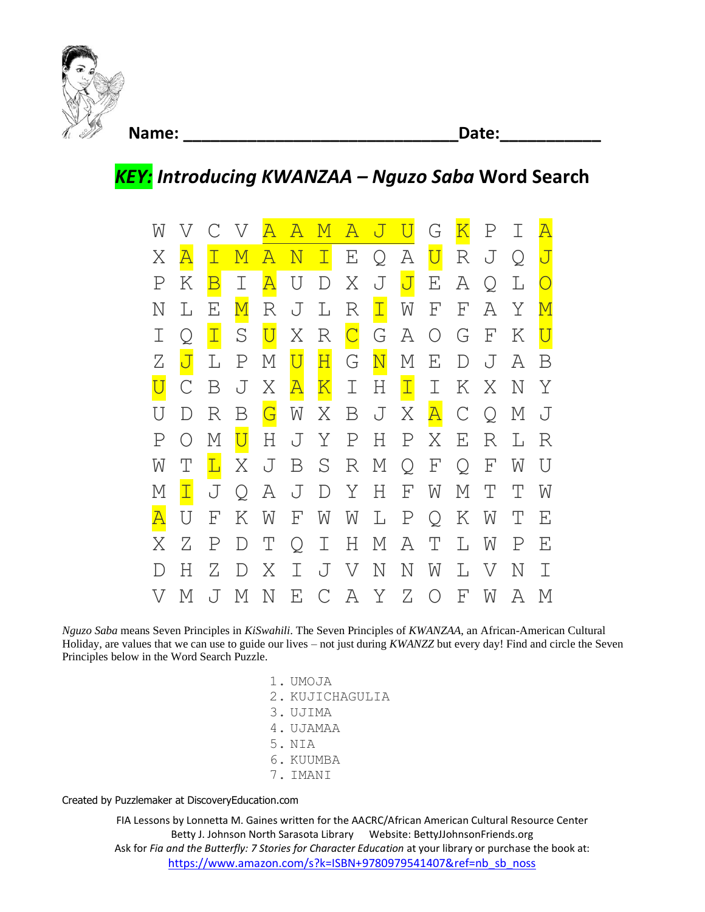Name: ______________________________Date:___________

## KEY: *Introducing KWANZAA – Nguzo Saba* Word Search

| | | | | | | | | | | | | | | |
|---|---|---|---|---|---|---|---|---|---|---|---|---|---|---|
| W | V | C | V | A | A | M | A | J | U | G | K | P | I | A |
| X | A | I | M | A | N | I | E | Q | A | U | R | J | Q | J |
| P | K | B | I | A | U | D | X | J | J | E | A | Q | L | O |
| N | L | E | M | R | J | L | R | I | W | F | F | A | Y | M |
| I | Q | I | S | U | X | R | C | G | A | O | G | F | K | U |
| Z | J | L | P | M | U | H | G | N | M | E | D | J | A | B |
| U | C | B | J | X | A | K | I | H | I | I | K | X | N | Y |
| U | D | R | B | G | W | X | B | J | X | A | C | Q | M | J |
| P | O | M | U | H | J | Y | P | H | P | X | E | R | L | R |
| W | T | L | X | J | B | S | R | M | Q | F | Q | F | W | U |
| M | I | J | Q | A | J | D | Y | H | F | W | M | T | T | W |
| A | U | F | K | W | F | W | W | L | P | Q | K | W | T | E |
| X | Z | P | D | T | Q | I | H | M | A | T | L | W | P | E |
| D | H | Z | D | X | I | J | V | N | N | W | L | V | N | I |
| V | M | J | M | N | E | C | A | Y | Z | O | F | W | A | M |

*Nguzo Saba* means Seven Principles in *KiSwahili*. The Seven Principles of *KWANZAA*, an African-American Cultural Holiday, are values that we can use to guide our lives – not just during *KWANZZ* but every day! Find and circle the Seven Principles below in the Word Search Puzzle.

1. UMOJA
2. KUJICHAGULIA
3. UJIMA
4. UJAMAA
5. NIA
6. KUUMBA
7. IMANI

Created by Puzzlemaker at DiscoveryEducation.com

FIA Lessons by Lonnetta M. Gaines written for the AACRC/African American Cultural Resource Center
Betty J. Johnson North Sarasota Library Website: BettyJJohnsonFriends.org
Ask for *Fia and the Butterfly: 7 Stories for Character Education* at your library or purchase the book at:
https://www.amazon.com/s?k=ISBN+9780979541407&ref=nb_sb_noss